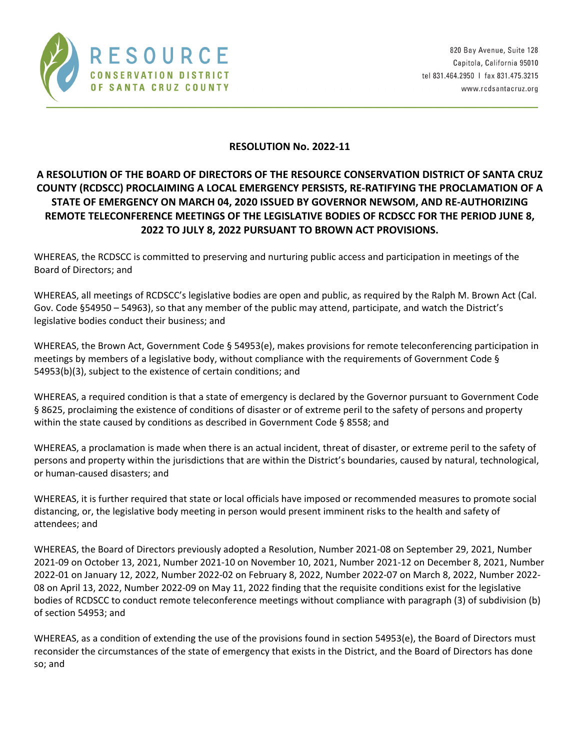RESOURCE CONSERVATION DISTRICT OF SANTA CRUZ COUNTY

820 Bay Avenue, Suite 128
Capitola, California 95010
tel 831.464.2950 | fax 831.475.3215
www.rcdsantacruz.org

## RESOLUTION No. 2022-11

## A RESOLUTION OF THE BOARD OF DIRECTORS OF THE RESOURCE CONSERVATION DISTRICT OF SANTA CRUZ COUNTY (RCDSCC) PROCLAIMING A LOCAL EMERGENCY PERSISTS, RE-RATIFYING THE PROCLAMATION OF A STATE OF EMERGENCY ON MARCH 04, 2020 ISSUED BY GOVERNOR NEWSOM, AND RE-AUTHORIZING REMOTE TELECONFERENCE MEETINGS OF THE LEGISLATIVE BODIES OF RCDSCC FOR THE PERIOD JUNE 8, 2022 TO JULY 8, 2022 PURSUANT TO BROWN ACT PROVISIONS.

WHEREAS, the RCDSCC is committed to preserving and nurturing public access and participation in meetings of the Board of Directors; and

WHEREAS, all meetings of RCDSCC's legislative bodies are open and public, as required by the Ralph M. Brown Act (Cal. Gov. Code §54950 – 54963), so that any member of the public may attend, participate, and watch the District's legislative bodies conduct their business; and

WHEREAS, the Brown Act, Government Code § 54953(e), makes provisions for remote teleconferencing participation in meetings by members of a legislative body, without compliance with the requirements of Government Code § 54953(b)(3), subject to the existence of certain conditions; and

WHEREAS, a required condition is that a state of emergency is declared by the Governor pursuant to Government Code § 8625, proclaiming the existence of conditions of disaster or of extreme peril to the safety of persons and property within the state caused by conditions as described in Government Code § 8558; and

WHEREAS, a proclamation is made when there is an actual incident, threat of disaster, or extreme peril to the safety of persons and property within the jurisdictions that are within the District's boundaries, caused by natural, technological, or human-caused disasters; and

WHEREAS, it is further required that state or local officials have imposed or recommended measures to promote social distancing, or, the legislative body meeting in person would present imminent risks to the health and safety of attendees; and

WHEREAS, the Board of Directors previously adopted a Resolution, Number 2021-08 on September 29, 2021, Number 2021-09 on October 13, 2021, Number 2021-10 on November 10, 2021, Number 2021-12 on December 8, 2021, Number 2022-01 on January 12, 2022, Number 2022-02 on February 8, 2022, Number 2022-07 on March 8, 2022, Number 2022-08 on April 13, 2022, Number 2022-09 on May 11, 2022 finding that the requisite conditions exist for the legislative bodies of RCDSCC to conduct remote teleconference meetings without compliance with paragraph (3) of subdivision (b) of section 54953; and

WHEREAS, as a condition of extending the use of the provisions found in section 54953(e), the Board of Directors must reconsider the circumstances of the state of emergency that exists in the District, and the Board of Directors has done so; and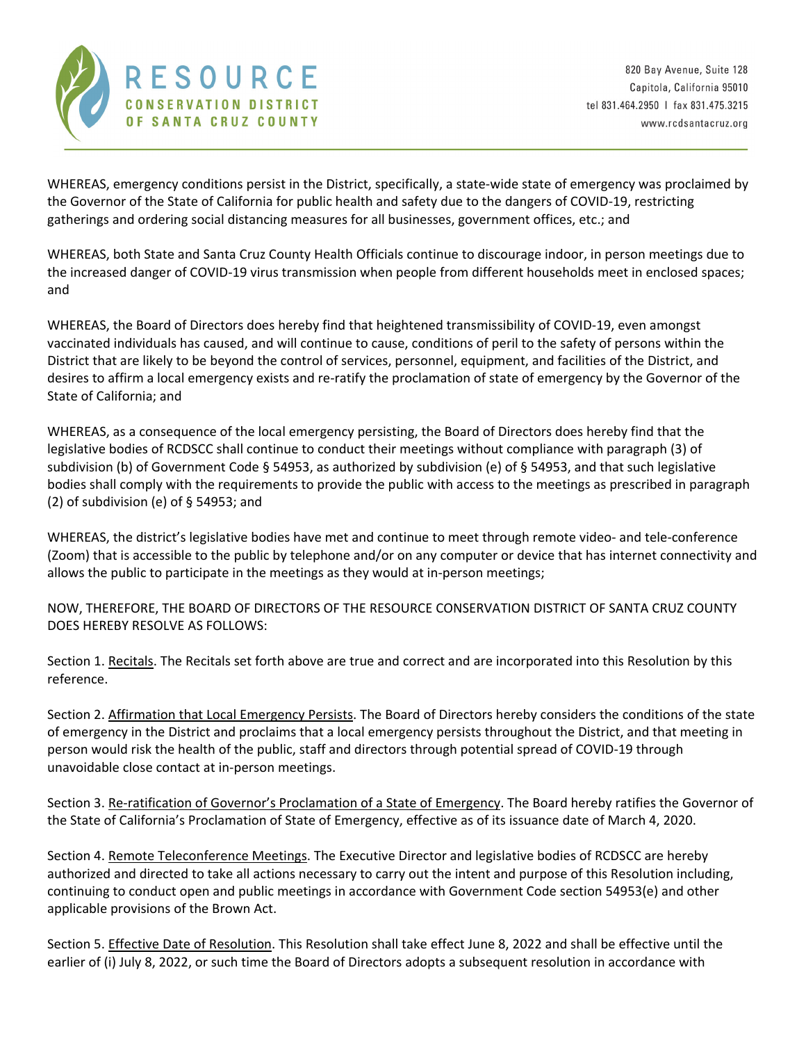WHEREAS, emergency conditions persist in the District, specifically, a state-wide state of emergency was proclaimed by the Governor of the State of California for public health and safety due to the dangers of COVID-19, restricting gatherings and ordering social distancing measures for all businesses, government offices, etc.; and

WHEREAS, both State and Santa Cruz County Health Officials continue to discourage indoor, in person meetings due to the increased danger of COVID-19 virus transmission when people from different households meet in enclosed spaces; and

WHEREAS, the Board of Directors does hereby find that heightened transmissibility of COVID-19, even amongst vaccinated individuals has caused, and will continue to cause, conditions of peril to the safety of persons within the District that are likely to be beyond the control of services, personnel, equipment, and facilities of the District, and desires to affirm a local emergency exists and re-ratify the proclamation of state of emergency by the Governor of the State of California; and

WHEREAS, as a consequence of the local emergency persisting, the Board of Directors does hereby find that the legislative bodies of RCDSCC shall continue to conduct their meetings without compliance with paragraph (3) of subdivision (b) of Government Code § 54953, as authorized by subdivision (e) of § 54953, and that such legislative bodies shall comply with the requirements to provide the public with access to the meetings as prescribed in paragraph (2) of subdivision (e) of § 54953; and

WHEREAS, the district's legislative bodies have met and continue to meet through remote video- and tele-conference (Zoom) that is accessible to the public by telephone and/or on any computer or device that has internet connectivity and allows the public to participate in the meetings as they would at in-person meetings;

NOW, THEREFORE, THE BOARD OF DIRECTORS OF THE RESOURCE CONSERVATION DISTRICT OF SANTA CRUZ COUNTY DOES HEREBY RESOLVE AS FOLLOWS:

Section 1. Recitals. The Recitals set forth above are true and correct and are incorporated into this Resolution by this reference.

Section 2. Affirmation that Local Emergency Persists. The Board of Directors hereby considers the conditions of the state of emergency in the District and proclaims that a local emergency persists throughout the District, and that meeting in person would risk the health of the public, staff and directors through potential spread of COVID-19 through unavoidable close contact at in-person meetings.

Section 3. Re-ratification of Governor's Proclamation of a State of Emergency. The Board hereby ratifies the Governor of the State of California's Proclamation of State of Emergency, effective as of its issuance date of March 4, 2020.

Section 4. Remote Teleconference Meetings. The Executive Director and legislative bodies of RCDSCC are hereby authorized and directed to take all actions necessary to carry out the intent and purpose of this Resolution including, continuing to conduct open and public meetings in accordance with Government Code section 54953(e) and other applicable provisions of the Brown Act.

Section 5. Effective Date of Resolution. This Resolution shall take effect June 8, 2022 and shall be effective until the earlier of (i) July 8, 2022, or such time the Board of Directors adopts a subsequent resolution in accordance with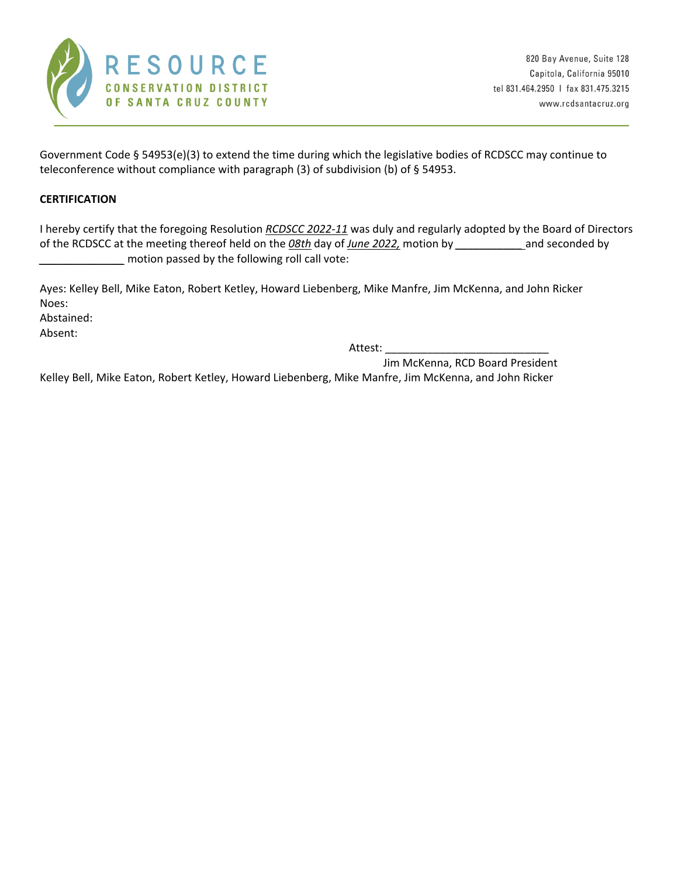Government Code § 54953(e)(3) to extend the time during which the legislative bodies of RCDSCC may continue to teleconference without compliance with paragraph (3) of subdivision (b) of § 54953.

**CERTIFICATION**

I hereby certify that the foregoing Resolution *RCDSCC 2022-11* was duly and regularly adopted by the Board of Directors of the RCDSCC at the meeting thereof held on the *08th* day of *June 2022,* motion by ___________ and seconded by ______________ motion passed by the following roll call vote:

Ayes: Kelley Bell, Mike Eaton, Robert Ketley, Howard Liebenberg, Mike Manfre, Jim McKenna, and John Ricker
Noes:
Abstained:
Absent:

Attest: ___________________________
Jim McKenna, RCD Board President

Kelley Bell, Mike Eaton, Robert Ketley, Howard Liebenberg, Mike Manfre, Jim McKenna, and John Ricker